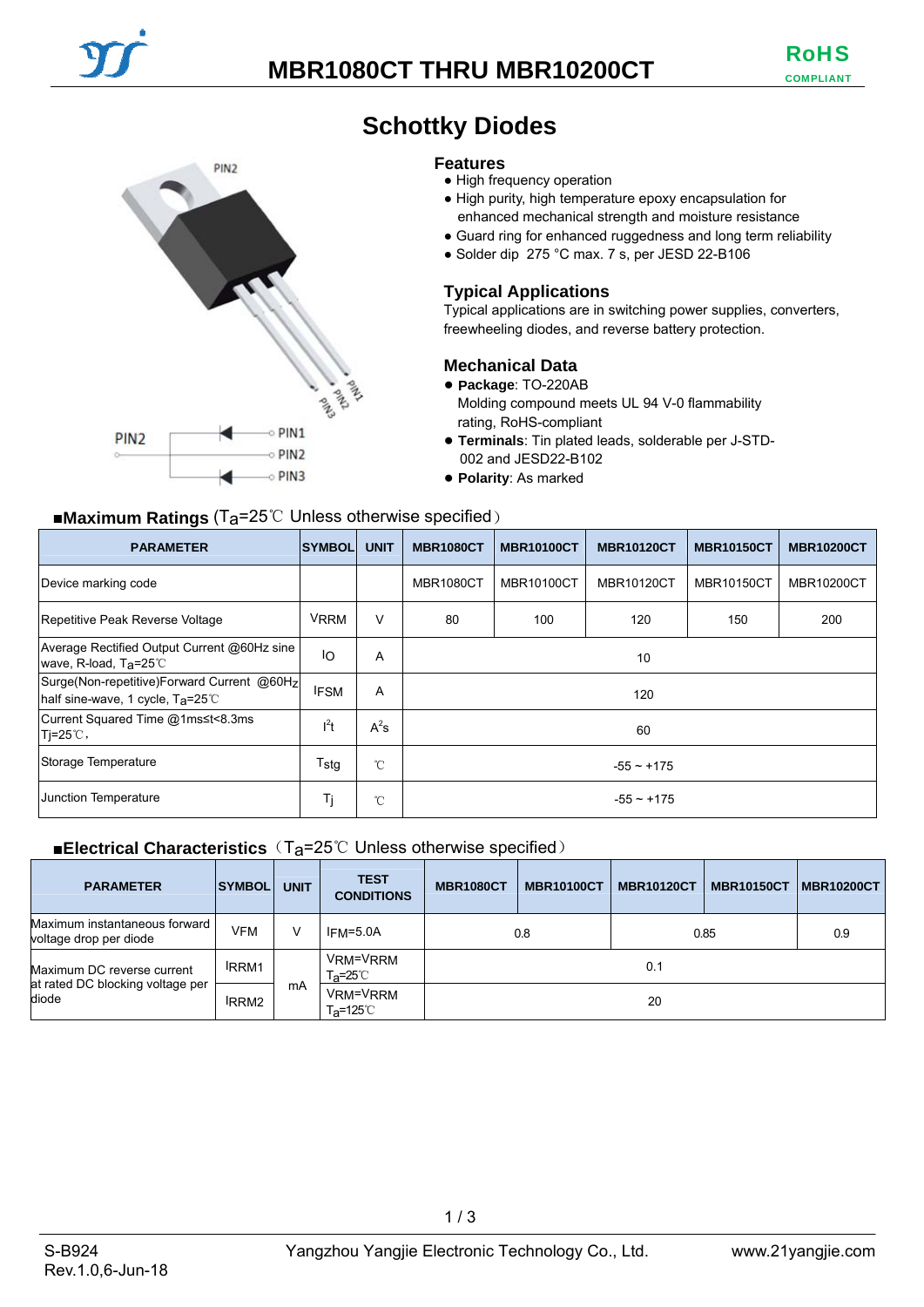# MBR1080CT THRU MBR10200CT

RoHS COMPLIANT

## Schottky Diodes

### Features

- High frequency operation
- High purity, high temperature epoxy encapsulation for enhanced mechanical strength and moisture resistance
- Guard ring for enhanced ruggedness and long term reliability
- Solder dip 275 °C max. 7 s, per JESD 22-B106

### Typical Applications

Typical applications are in switching power supplies, converters, freewheeling diodes, and reverse battery protection.

### Mechanical Data

- **Package**: TO-220AB
  Molding compound meets UL 94 V-0 flammability rating, RoHS-compliant
- **Terminals**: Tin plated leads, solderable per J-STD-002 and JESD22-B102
- **Polarity**: As marked

### ■Maximum Ratings ($T_a$=25℃ Unless otherwise specified）

| PARAMETER | SYMBOL | UNIT | MBR1080CT | MBR10100CT | MBR10120CT | MBR10150CT | MBR10200CT |
|---|---|---|---|---|---|---|---|
| Device marking code | | | MBR1080CT | MBR10100CT | MBR10120CT | MBR10150CT | MBR10200CT |
| Repetitive Peak Reverse Voltage | $V_{RRM}$ | V | 80 | 100 | 120 | 150 | 200 |
| Average Rectified Output Current @60Hz sine wave, R-load, $T_a$=25℃ | $I_O$ | A | 10 | | | | |
| Surge(Non-repetitive)Forward Current @60Hz half sine-wave, 1 cycle, $T_a$=25℃ | $I_{FSM}$ | A | 120 | | | | |
| Current Squared Time @1ms≤t<8.3ms $T_j$=25℃， | $I^2t$ | $A^2s$ | 60 | | | | |
| Storage Temperature | $T_{stg}$ | ℃ | -55 ~ +175 | | | | |
| Junction Temperature | $T_j$ | ℃ | -55 ~ +175 | | | | |

### ■Electrical Characteristics（$T_a$=25℃ Unless otherwise specified）

| PARAMETER | SYMBOL | UNIT | TEST CONDITIONS | MBR1080CT | MBR10100CT | MBR10120CT | MBR10150CT | MBR10200CT |
|---|---|---|---|---|---|---|---|---|
| Maximum instantaneous forward voltage drop per diode | $V_{FM}$ | V | $I_{FM}$=5.0A | 0.8 | | 0.85 | | 0.9 |
| Maximum DC reverse current at rated DC blocking voltage per diode | $I_{RRM1}$ | mA | $V_{RM}$=$V_{RRM}$ $T_a$=25℃ | 0.1 | | | | |
| | $I_{RRM2}$ | | $V_{RM}$=$V_{RRM}$ $T_a$=125℃ | 20 | | | | |

S-B924
Rev.1.0,6-Jun-18

Yangzhou Yangjie Electronic Technology Co., Ltd.

www.21yangjie.com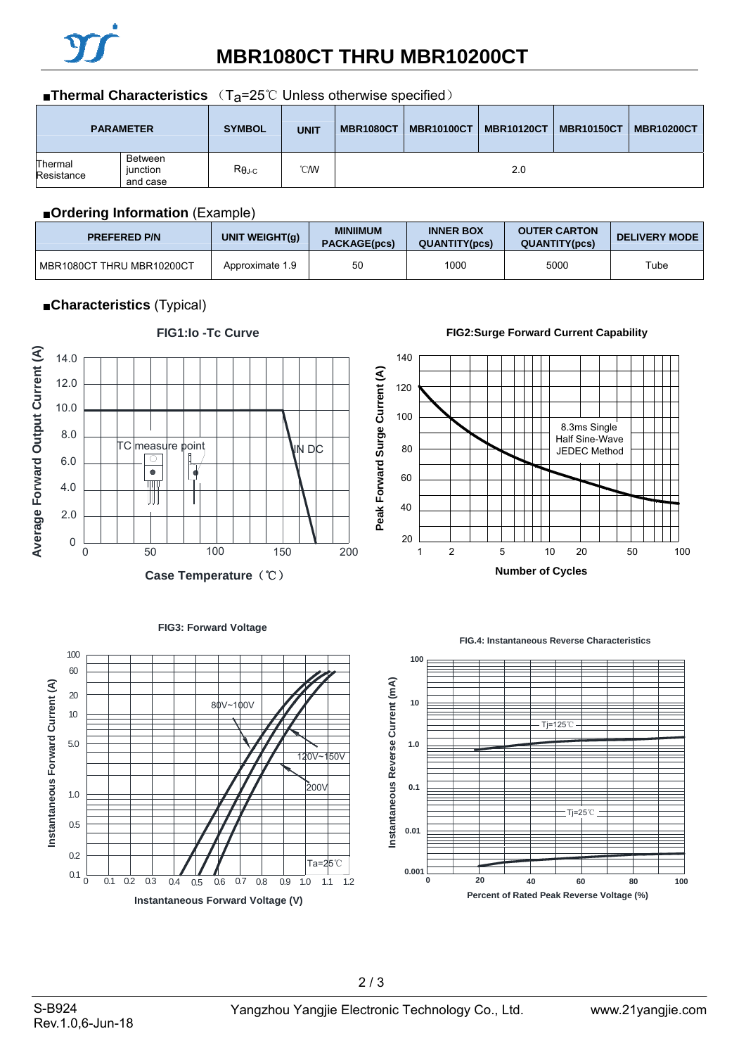■**Thermal Characteristics** （$T_a$=25℃ Unless otherwise specified）

| PARAMETER | | SYMBOL | UNIT | MBR1080CT | MBR10100CT | MBR10120CT | MBR10150CT | MBR10200CT |
|---|---|---|---|---|---|---|---|---|
| Thermal Resistance | Between junction and case | $R_{\theta J\text{-}C}$ | ℃/W | 2.0 | | | | |

■**Ordering Information** (Example)

| PREFERED P/N | UNIT WEIGHT(g) | MINIIMUM PACKAGE(pcs) | INNER BOX QUANTITY(pcs) | OUTER CARTON QUANTITY(pcs) | DELIVERY MODE |
|---|---|---|---|---|---|
| MBR1080CT THRU MBR10200CT | Approximate 1.9 | 50 | 1000 | 5000 | Tube |

■**Characteristics** (Typical)

**FIG1:Io -Tc Curve**

**FIG2:Surge Forward Current Capability**

**FIG3: Forward Voltage**

**FIG.4: Instantaneous Reverse Characteristics**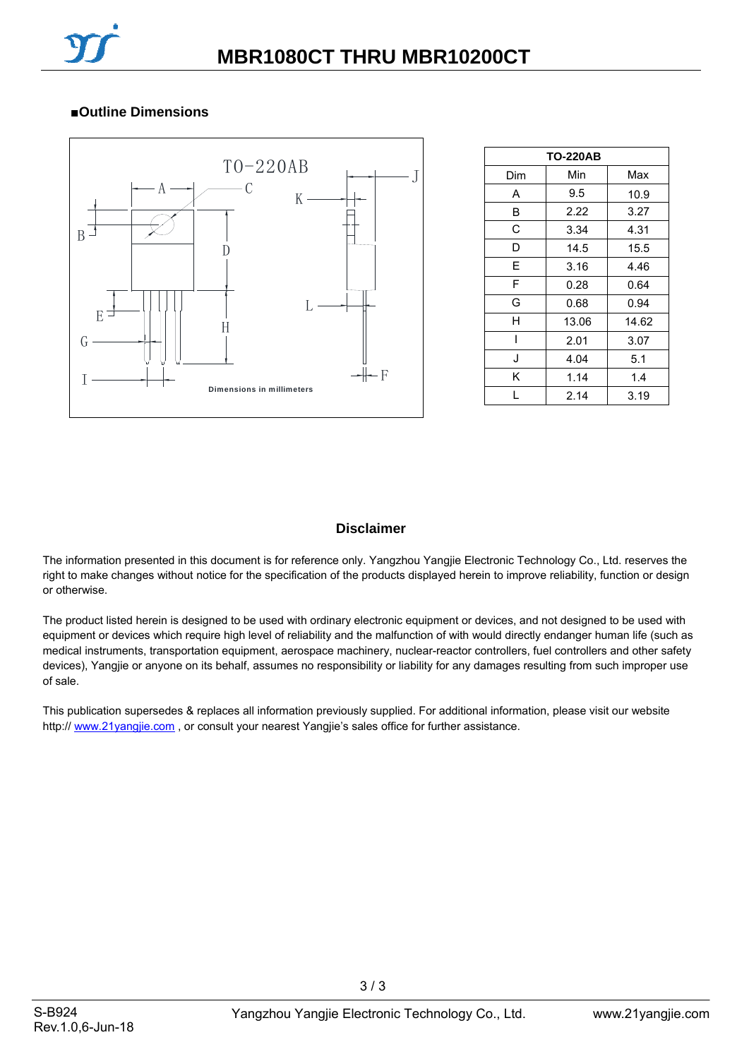## ■Outline Dimensions

TO-220AB

A
C
J
K
B
D
E
L
H
G
I
F

Dimensions in millimeters

| TO-220AB | | |
|---|---|---|
| Dim | Min | Max |
| A | 9.5 | 10.9 |
| B | 2.22 | 3.27 |
| C | 3.34 | 4.31 |
| D | 14.5 | 15.5 |
| E | 3.16 | 4.46 |
| F | 0.28 | 0.64 |
| G | 0.68 | 0.94 |
| H | 13.06 | 14.62 |
| I | 2.01 | 3.07 |
| J | 4.04 | 5.1 |
| K | 1.14 | 1.4 |
| L | 2.14 | 3.19 |

## Disclaimer

The information presented in this document is for reference only. Yangzhou Yangjie Electronic Technology Co., Ltd. reserves the right to make changes without notice for the specification of the products displayed herein to improve reliability, function or design or otherwise.

The product listed herein is designed to be used with ordinary electronic equipment or devices, and not designed to be used with equipment or devices which require high level of reliability and the malfunction of with would directly endanger human life (such as medical instruments, transportation equipment, aerospace machinery, nuclear-reactor controllers, fuel controllers and other safety devices), Yangjie or anyone on its behalf, assumes no responsibility or liability for any damages resulting from such improper use of sale.

This publication supersedes & replaces all information previously supplied. For additional information, please visit our website http:// www.21yangjie.com , or consult your nearest Yangjie's sales office for further assistance.